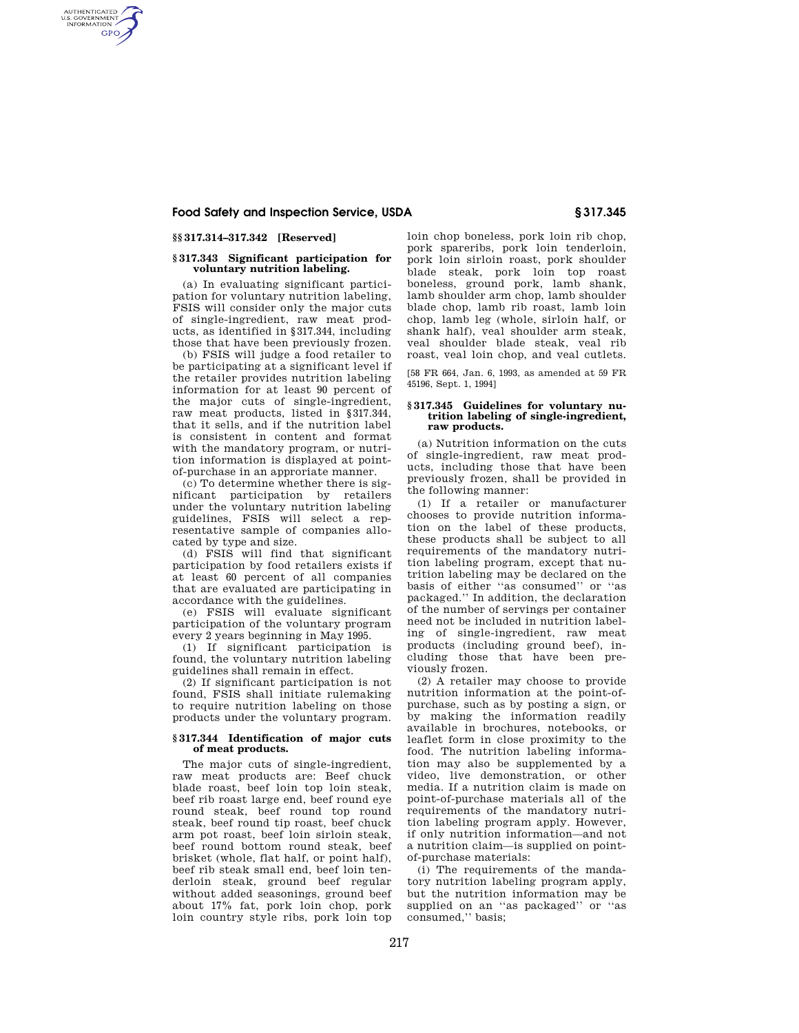## §§ 317.314–317.342 [Reserved]

## § 317.343 Significant participation for voluntary nutrition labeling.

(a) In evaluating significant participation for voluntary nutrition labeling, FSIS will consider only the major cuts of single-ingredient, raw meat products, as identified in § 317.344, including those that have been previously frozen.

(b) FSIS will judge a food retailer to be participating at a significant level if the retailer provides nutrition labeling information for at least 90 percent of the major cuts of single-ingredient, raw meat products, listed in § 317.344, that it sells, and if the nutrition label is consistent in content and format with the mandatory program, or nutrition information is displayed at point-of-purchase in an approriate manner.

(c) To determine whether there is significant participation by retailers under the voluntary nutrition labeling guidelines, FSIS will select a representative sample of companies allocated by type and size.

(d) FSIS will find that significant participation by food retailers exists if at least 60 percent of all companies that are evaluated are participating in accordance with the guidelines.

(e) FSIS will evaluate significant participation of the voluntary program every 2 years beginning in May 1995.

(1) If significant participation is found, the voluntary nutrition labeling guidelines shall remain in effect.

(2) If significant participation is not found, FSIS shall initiate rulemaking to require nutrition labeling on those products under the voluntary program.

## § 317.344 Identification of major cuts of meat products.

The major cuts of single-ingredient, raw meat products are: Beef chuck blade roast, beef loin top loin steak, beef rib roast large end, beef round eye round steak, beef round top round steak, beef round tip roast, beef chuck arm pot roast, beef loin sirloin steak, beef round bottom round steak, beef brisket (whole, flat half, or point half), beef rib steak small end, beef loin tenderloin steak, ground beef regular without added seasonings, ground beef about 17% fat, pork loin chop, pork loin country style ribs, pork loin top loin chop boneless, pork loin rib chop, pork spareribs, pork loin tenderloin, pork loin sirloin roast, pork shoulder blade steak, pork loin top roast boneless, ground pork, lamb shank, lamb shoulder arm chop, lamb shoulder blade chop, lamb rib roast, lamb loin chop, lamb leg (whole, sirloin half, or shank half), veal shoulder arm steak, veal shoulder blade steak, veal rib roast, veal loin chop, and veal cutlets.

[58 FR 664, Jan. 6, 1993, as amended at 59 FR 45196, Sept. 1, 1994]

## § 317.345 Guidelines for voluntary nutrition labeling of single-ingredient, raw products.

(a) Nutrition information on the cuts of single-ingredient, raw meat products, including those that have been previously frozen, shall be provided in the following manner:

(1) If a retailer or manufacturer chooses to provide nutrition information on the label of these products, these products shall be subject to all requirements of the mandatory nutrition labeling program, except that nutrition labeling may be declared on the basis of either "as consumed" or "as packaged." In addition, the declaration of the number of servings per container need not be included in nutrition labeling of single-ingredient, raw meat products (including ground beef), including those that have been previously frozen.

(2) A retailer may choose to provide nutrition information at the point-of-purchase, such as by posting a sign, or by making the information readily available in brochures, notebooks, or leaflet form in close proximity to the food. The nutrition labeling information may also be supplemented by a video, live demonstration, or other media. If a nutrition claim is made on point-of-purchase materials all of the requirements of the mandatory nutrition labeling program apply. However, if only nutrition information—and not a nutrition claim—is supplied on point-of-purchase materials:

(i) The requirements of the mandatory nutrition labeling program apply, but the nutrition information may be supplied on an "as packaged" or "as consumed," basis;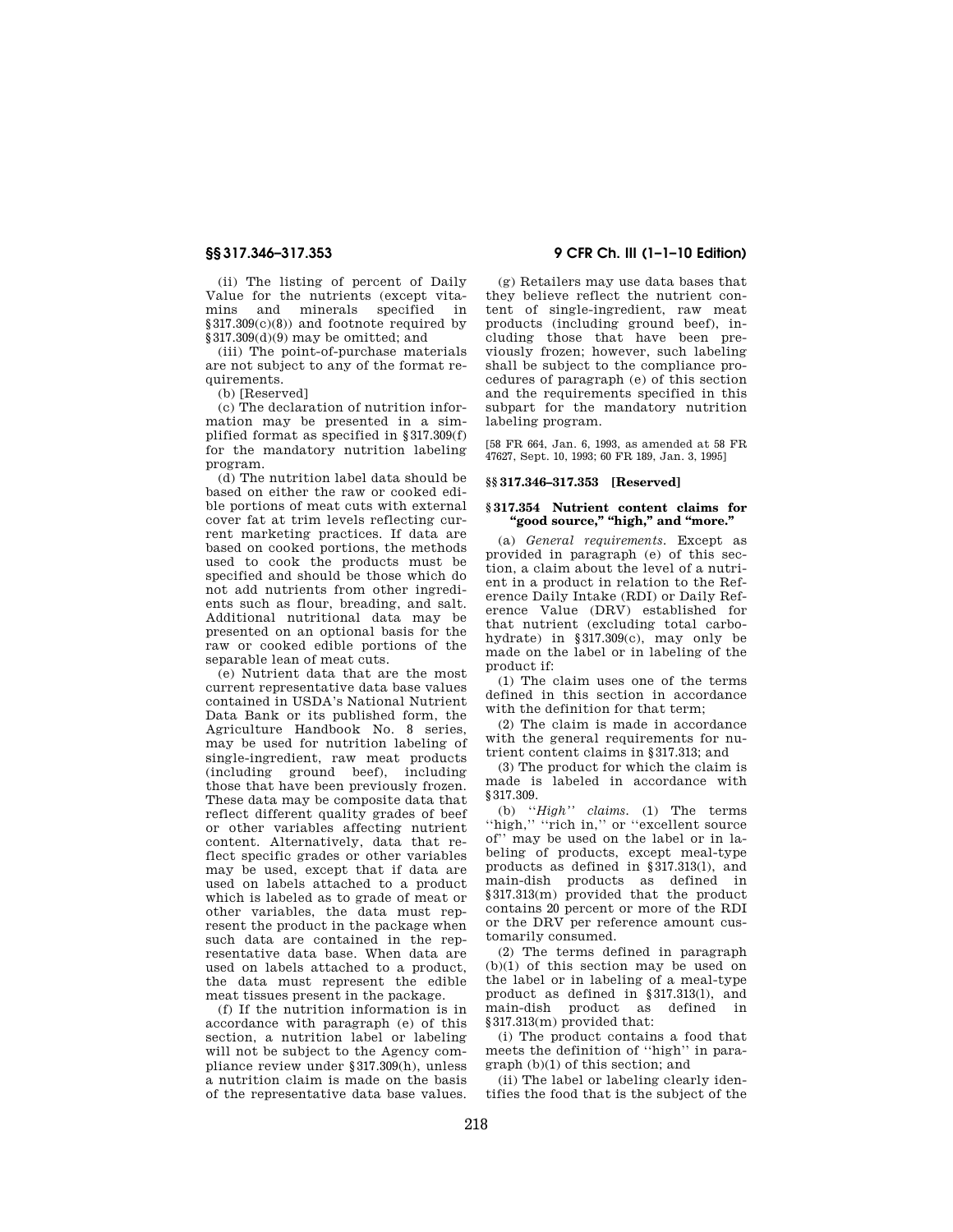(ii) The listing of percent of Daily Value for the nutrients (except vitamins and minerals specified in §317.309(c)(8)) and footnote required by §317.309(d)(9) may be omitted; and

(iii) The point-of-purchase materials are not subject to any of the format requirements.

(b) [Reserved]

(c) The declaration of nutrition information may be presented in a simplified format as specified in §317.309(f) for the mandatory nutrition labeling program.

(d) The nutrition label data should be based on either the raw or cooked edible portions of meat cuts with external cover fat at trim levels reflecting current marketing practices. If data are based on cooked portions, the methods used to cook the products must be specified and should be those which do not add nutrients from other ingredients such as flour, breading, and salt. Additional nutritional data may be presented on an optional basis for the raw or cooked edible portions of the separable lean of meat cuts.

(e) Nutrient data that are the most current representative data base values contained in USDA's National Nutrient Data Bank or its published form, the Agriculture Handbook No. 8 series, may be used for nutrition labeling of single-ingredient, raw meat products (including ground beef), including those that have been previously frozen. These data may be composite data that reflect different quality grades of beef or other variables affecting nutrient content. Alternatively, data that reflect specific grades or other variables may be used, except that if data are used on labels attached to a product which is labeled as to grade of meat or other variables, the data must represent the product in the package when such data are contained in the representative data base. When data are used on labels attached to a product, the data must represent the edible meat tissues present in the package.

(f) If the nutrition information is in accordance with paragraph (e) of this section, a nutrition label or labeling will not be subject to the Agency compliance review under §317.309(h), unless a nutrition claim is made on the basis of the representative data base values.

(g) Retailers may use data bases that they believe reflect the nutrient content of single-ingredient, raw meat products (including ground beef), including those that have been previously frozen; however, such labeling shall be subject to the compliance procedures of paragraph (e) of this section and the requirements specified in this subpart for the mandatory nutrition labeling program.

[58 FR 664, Jan. 6, 1993, as amended at 58 FR 47627, Sept. 10, 1993; 60 FR 189, Jan. 3, 1995]

## §§ 317.346–317.353 [Reserved]

## § 317.354 Nutrient content claims for "good source," "high," and "more."

(a) *General requirements.* Except as provided in paragraph (e) of this section, a claim about the level of a nutrient in a product in relation to the Reference Daily Intake (RDI) or Daily Reference Value (DRV) established for that nutrient (excluding total carbohydrate) in §317.309(c), may only be made on the label or in labeling of the product if:

(1) The claim uses one of the terms defined in this section in accordance with the definition for that term;

(2) The claim is made in accordance with the general requirements for nutrient content claims in §317.313; and

(3) The product for which the claim is made is labeled in accordance with §317.309.

(b) ''*High*'' *claims.* (1) The terms ''high,'' ''rich in,'' or ''excellent source of'' may be used on the label or in labeling of products, except meal-type products as defined in §317.313(l), and main-dish products as defined in §317.313(m) provided that the product contains 20 percent or more of the RDI or the DRV per reference amount customarily consumed.

(2) The terms defined in paragraph (b)(1) of this section may be used on the label or in labeling of a meal-type product as defined in §317.313(l), and main-dish product as defined in §317.313(m) provided that:

(i) The product contains a food that meets the definition of ''high'' in paragraph (b)(1) of this section; and

(ii) The label or labeling clearly identifies the food that is the subject of the